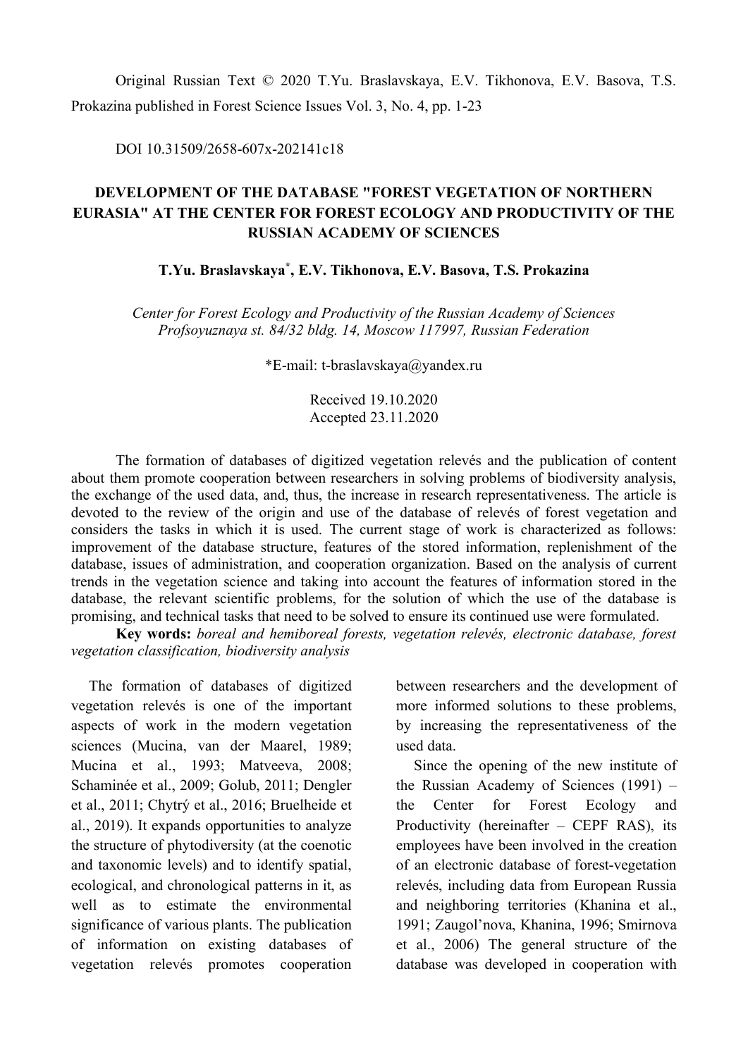Original Russian Text © 2020 T.Yu. Braslavskaya, E.V. Tikhonova, E.V. Basova, T.S. Prokazina published in Forest Science Issues Vol. 3, No. 4, pp. 1-23

DOI 10.31509/2658-607x-202141c18

# DEVELOPMENT OF THE DATABASE "FOREST VEGETATION OF NORTHERN EURASIA" AT THE CENTER FOR FOREST ECOLOGY AND PRODUCTIVITY OF THE RUSSIAN ACADEMY OF SCIENCES

**T.Yu. Braslavskaya*, E.V. Tikhonova, E.V. Basova, T.S. Prokazina**

*Center for Forest Ecology and Productivity of the Russian Academy of Sciences*
*Profsoyuznaya st. 84/32 bldg. 14, Moscow 117997, Russian Federation*

*E-mail: t-braslavskaya@yandex.ru

Received 19.10.2020
Accepted 23.11.2020

The formation of databases of digitized vegetation relevés and the publication of content about them promote cooperation between researchers in solving problems of biodiversity analysis, the exchange of the used data, and, thus, the increase in research representativeness. The article is devoted to the review of the origin and use of the database of relevés of forest vegetation and considers the tasks in which it is used. The current stage of work is characterized as follows: improvement of the database structure, features of the stored information, replenishment of the database, issues of administration, and cooperation organization. Based on the analysis of current trends in the vegetation science and taking into account the features of information stored in the database, the relevant scientific problems, for the solution of which the use of the database is promising, and technical tasks that need to be solved to ensure its continued use were formulated.

**Key words:** *boreal and hemiboreal forests, vegetation relevés, electronic database, forest vegetation classification, biodiversity analysis*

The formation of databases of digitized vegetation relevés is one of the important aspects of work in the modern vegetation sciences (Mucina, van der Maarel, 1989; Mucina et al., 1993; Matveeva, 2008; Schaminée et al., 2009; Golub, 2011; Dengler et al., 2011; Chytrý et al., 2016; Bruelheide et al., 2019). It expands opportunities to analyze the structure of phytodiversity (at the coenotic and taxonomic levels) and to identify spatial, ecological, and chronological patterns in it, as well as to estimate the environmental significance of various plants. The publication of information on existing databases of vegetation relevés promotes cooperation between researchers and the development of more informed solutions to these problems, by increasing the representativeness of the used data.

Since the opening of the new institute of the Russian Academy of Sciences (1991) – the Center for Forest Ecology and Productivity (hereinafter – CEPF RAS), its employees have been involved in the creation of an electronic database of forest-vegetation relevés, including data from European Russia and neighboring territories (Khanina et al., 1991; Zaugol'nova, Khanina, 1996; Smirnova et al., 2006) The general structure of the database was developed in cooperation with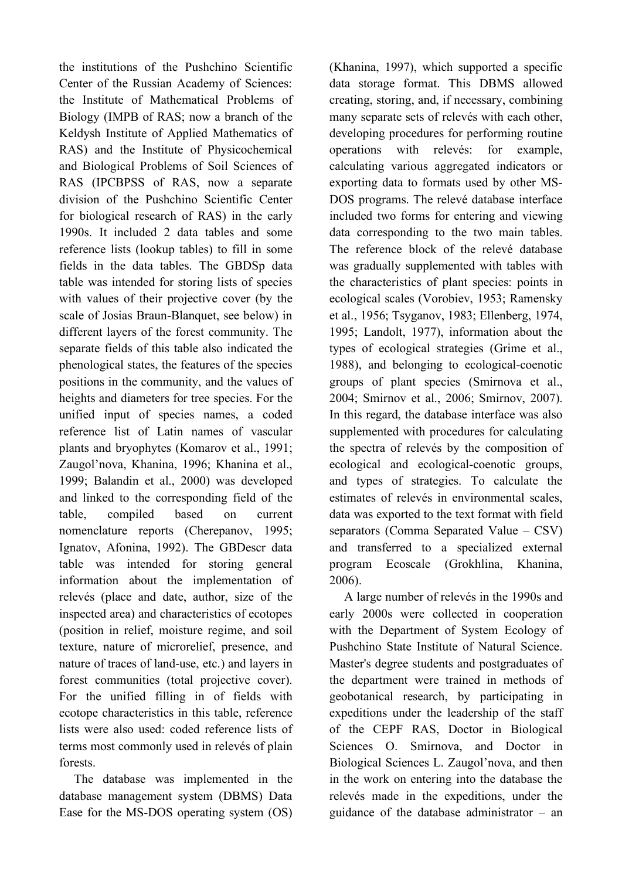the institutions of the Pushchino Scientific Center of the Russian Academy of Sciences: the Institute of Mathematical Problems of Biology (IMPB of RAS; now a branch of the Keldysh Institute of Applied Mathematics of RAS) and the Institute of Physicochemical and Biological Problems of Soil Sciences of RAS (IPCBPSS of RAS, now a separate division of the Pushchino Scientific Center for biological research of RAS) in the early 1990s. It included 2 data tables and some reference lists (lookup tables) to fill in some fields in the data tables. The GBDSp data table was intended for storing lists of species with values of their projective cover (by the scale of Josias Braun-Blanquet, see below) in different layers of the forest community. The separate fields of this table also indicated the phenological states, the features of the species positions in the community, and the values of heights and diameters for tree species. For the unified input of species names, a coded reference list of Latin names of vascular plants and bryophytes (Komarov et al., 1991; Zaugol'nova, Khanina, 1996; Khanina et al., 1999; Balandin et al., 2000) was developed and linked to the corresponding field of the table, compiled based on current nomenclature reports (Cherepanov, 1995; Ignatov, Afonina, 1992). The GBDescr data table was intended for storing general information about the implementation of relevés (place and date, author, size of the inspected area) and characteristics of ecotopes (position in relief, moisture regime, and soil texture, nature of microrelief, presence, and nature of traces of land-use, etc.) and layers in forest communities (total projective cover). For the unified filling in of fields with ecotope characteristics in this table, reference lists were also used: coded reference lists of terms most commonly used in relevés of plain forests.

The database was implemented in the database management system (DBMS) Data Ease for the MS-DOS operating system (OS) (Khanina, 1997), which supported a specific data storage format. This DBMS allowed creating, storing, and, if necessary, combining many separate sets of relevés with each other, developing procedures for performing routine operations with relevés: for example, calculating various aggregated indicators or exporting data to formats used by other MS-DOS programs. The relevé database interface included two forms for entering and viewing data corresponding to the two main tables. The reference block of the relevé database was gradually supplemented with tables with the characteristics of plant species: points in ecological scales (Vorobiev, 1953; Ramensky et al., 1956; Tsyganov, 1983; Ellenberg, 1974, 1995; Landolt, 1977), information about the types of ecological strategies (Grime et al., 1988), and belonging to ecological-coenotic groups of plant species (Smirnova et al., 2004; Smirnov et al., 2006; Smirnov, 2007). In this regard, the database interface was also supplemented with procedures for calculating the spectra of relevés by the composition of ecological and ecological-coenotic groups, and types of strategies. To calculate the estimates of relevés in environmental scales, data was exported to the text format with field separators (Comma Separated Value – CSV) and transferred to a specialized external program Ecoscale (Grokhlina, Khanina, 2006).

A large number of relevés in the 1990s and early 2000s were collected in cooperation with the Department of System Ecology of Pushchino State Institute of Natural Science. Master's degree students and postgraduates of the department were trained in methods of geobotanical research, by participating in expeditions under the leadership of the staff of the CEPF RAS, Doctor in Biological Sciences O. Smirnova, and Doctor in Biological Sciences L. Zaugol'nova, and then in the work on entering into the database the relevés made in the expeditions, under the guidance of the database administrator – an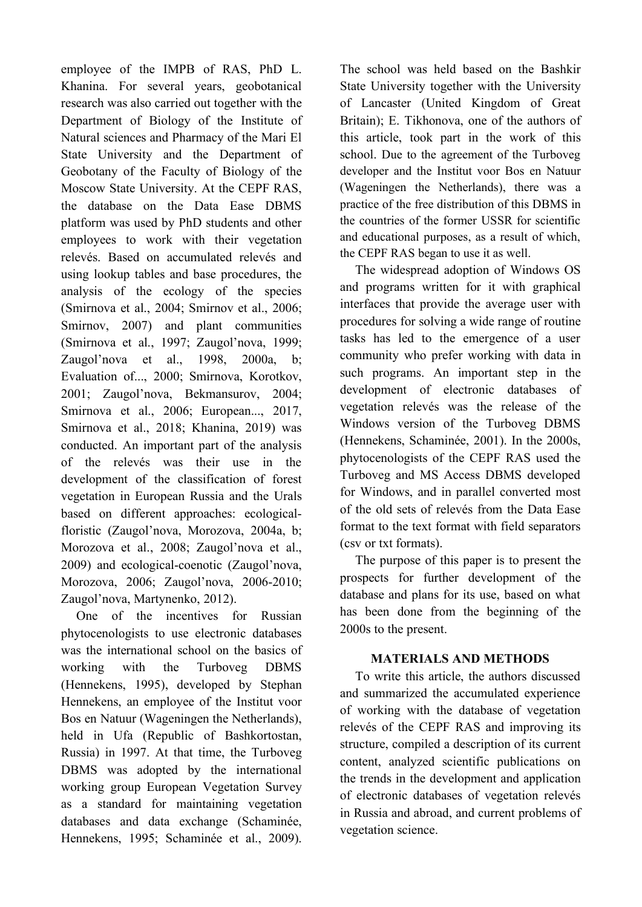employee of the IMPB of RAS, PhD L. Khanina. For several years, geobotanical research was also carried out together with the Department of Biology of the Institute of Natural sciences and Pharmacy of the Mari El State University and the Department of Geobotany of the Faculty of Biology of the Moscow State University. At the CEPF RAS, the database on the Data Ease DBMS platform was used by PhD students and other employees to work with their vegetation relevés. Based on accumulated relevés and using lookup tables and base procedures, the analysis of the ecology of the species (Smirnova et al., 2004; Smirnov et al., 2006; Smirnov, 2007) and plant communities (Smirnova et al., 1997; Zaugol'nova, 1999; Zaugol'nova et al., 1998, 2000a, b; Evaluation of..., 2000; Smirnova, Korotkov, 2001; Zaugol'nova, Bekmansurov, 2004; Smirnova et al., 2006; European..., 2017, Smirnova et al., 2018; Khanina, 2019) was conducted. An important part of the analysis of the relevés was their use in the development of the classification of forest vegetation in European Russia and the Urals based on different approaches: ecological-floristic (Zaugol'nova, Morozova, 2004a, b; Morozova et al., 2008; Zaugol'nova et al., 2009) and ecological-coenotic (Zaugol'nova, Morozova, 2006; Zaugol'nova, 2006-2010; Zaugol'nova, Martynenko, 2012).

One of the incentives for Russian phytocenologists to use electronic databases was the international school on the basics of working with the Turboveg DBMS (Hennekens, 1995), developed by Stephan Hennekens, an employee of the Institut voor Bos en Natuur (Wageningen the Netherlands), held in Ufa (Republic of Bashkortostan, Russia) in 1997. At that time, the Turboveg DBMS was adopted by the international working group European Vegetation Survey as a standard for maintaining vegetation databases and data exchange (Schaminée, Hennekens, 1995; Schaminée et al., 2009). The school was held based on the Bashkir State University together with the University of Lancaster (United Kingdom of Great Britain); E. Tikhonova, one of the authors of this article, took part in the work of this school. Due to the agreement of the Turboveg developer and the Institut voor Bos en Natuur (Wageningen the Netherlands), there was a practice of the free distribution of this DBMS in the countries of the former USSR for scientific and educational purposes, as a result of which, the CEPF RAS began to use it as well.

The widespread adoption of Windows OS and programs written for it with graphical interfaces that provide the average user with procedures for solving a wide range of routine tasks has led to the emergence of a user community who prefer working with data in such programs. An important step in the development of electronic databases of vegetation relevés was the release of the Windows version of the Turboveg DBMS (Hennekens, Schaminée, 2001). In the 2000s, phytocenologists of the CEPF RAS used the Turboveg and MS Access DBMS developed for Windows, and in parallel converted most of the old sets of relevés from the Data Ease format to the text format with field separators (csv or txt formats).

The purpose of this paper is to present the prospects for further development of the database and plans for its use, based on what has been done from the beginning of the 2000s to the present.

## MATERIALS AND METHODS

To write this article, the authors discussed and summarized the accumulated experience of working with the database of vegetation relevés of the CEPF RAS and improving its structure, compiled a description of its current content, analyzed scientific publications on the trends in the development and application of electronic databases of vegetation relevés in Russia and abroad, and current problems of vegetation science.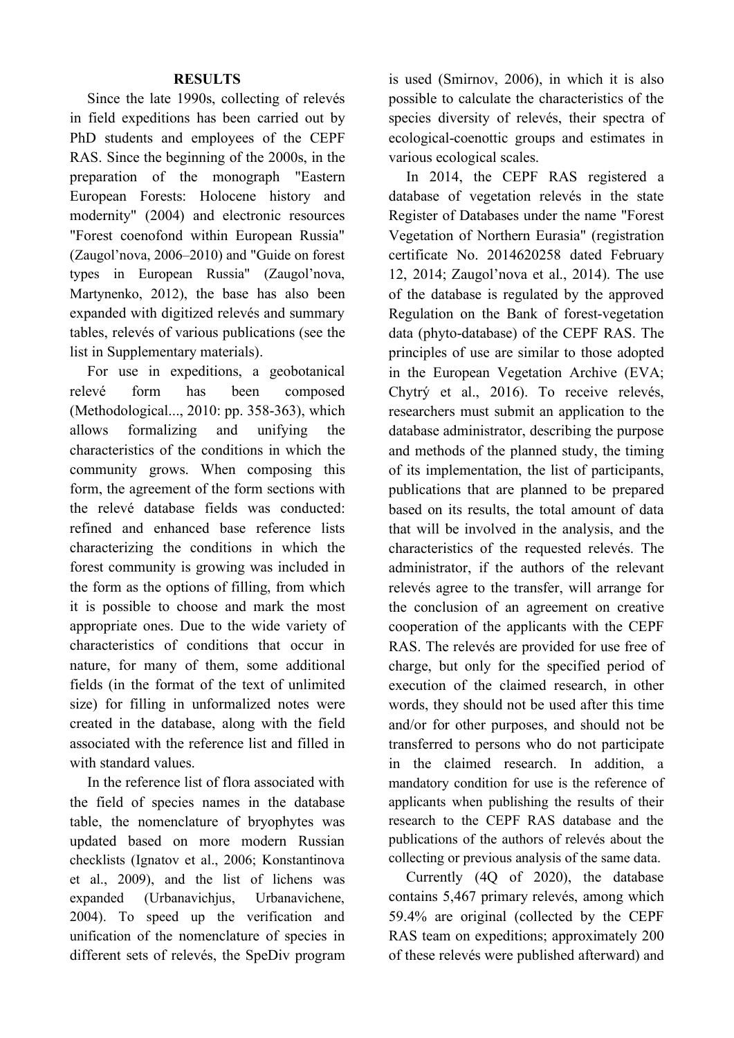## RESULTS

Since the late 1990s, collecting of relevés in field expeditions has been carried out by PhD students and employees of the CEPF RAS. Since the beginning of the 2000s, in the preparation of the monograph "Eastern European Forests: Holocene history and modernity" (2004) and electronic resources "Forest coenofond within European Russia" (Zaugol'nova, 2006–2010) and "Guide on forest types in European Russia" (Zaugol'nova, Martynenko, 2012), the base has also been expanded with digitized relevés and summary tables, relevés of various publications (see the list in Supplementary materials).

For use in expeditions, a geobotanical relevé form has been composed (Methodological..., 2010: pp. 358-363), which allows formalizing and unifying the characteristics of the conditions in which the community grows. When composing this form, the agreement of the form sections with the relevé database fields was conducted: refined and enhanced base reference lists characterizing the conditions in which the forest community is growing was included in the form as the options of filling, from which it is possible to choose and mark the most appropriate ones. Due to the wide variety of characteristics of conditions that occur in nature, for many of them, some additional fields (in the format of the text of unlimited size) for filling in unformalized notes were created in the database, along with the field associated with the reference list and filled in with standard values.

In the reference list of flora associated with the field of species names in the database table, the nomenclature of bryophytes was updated based on more modern Russian checklists (Ignatov et al., 2006; Konstantinova et al., 2009), and the list of lichens was expanded (Urbanavichjus, Urbanavichene, 2004). To speed up the verification and unification of the nomenclature of species in different sets of relevés, the SpeDiv program is used (Smirnov, 2006), in which it is also possible to calculate the characteristics of the species diversity of relevés, their spectra of ecological-coenottic groups and estimates in various ecological scales.

In 2014, the CEPF RAS registered a database of vegetation relevés in the state Register of Databases under the name "Forest Vegetation of Northern Eurasia" (registration certificate No. 2014620258 dated February 12, 2014; Zaugol'nova et al., 2014). The use of the database is regulated by the approved Regulation on the Bank of forest-vegetation data (phyto-database) of the CEPF RAS. The principles of use are similar to those adopted in the European Vegetation Archive (EVA; Chytrý et al., 2016). To receive relevés, researchers must submit an application to the database administrator, describing the purpose and methods of the planned study, the timing of its implementation, the list of participants, publications that are planned to be prepared based on its results, the total amount of data that will be involved in the analysis, and the characteristics of the requested relevés. The administrator, if the authors of the relevant relevés agree to the transfer, will arrange for the conclusion of an agreement on creative cooperation of the applicants with the CEPF RAS. The relevés are provided for use free of charge, but only for the specified period of execution of the claimed research, in other words, they should not be used after this time and/or for other purposes, and should not be transferred to persons who do not participate in the claimed research. In addition, a mandatory condition for use is the reference of applicants when publishing the results of their research to the CEPF RAS database and the publications of the authors of relevés about the collecting or previous analysis of the same data.

Currently (4Q of 2020), the database contains 5,467 primary relevés, among which 59.4% are original (collected by the CEPF RAS team on expeditions; approximately 200 of these relevés were published afterward) and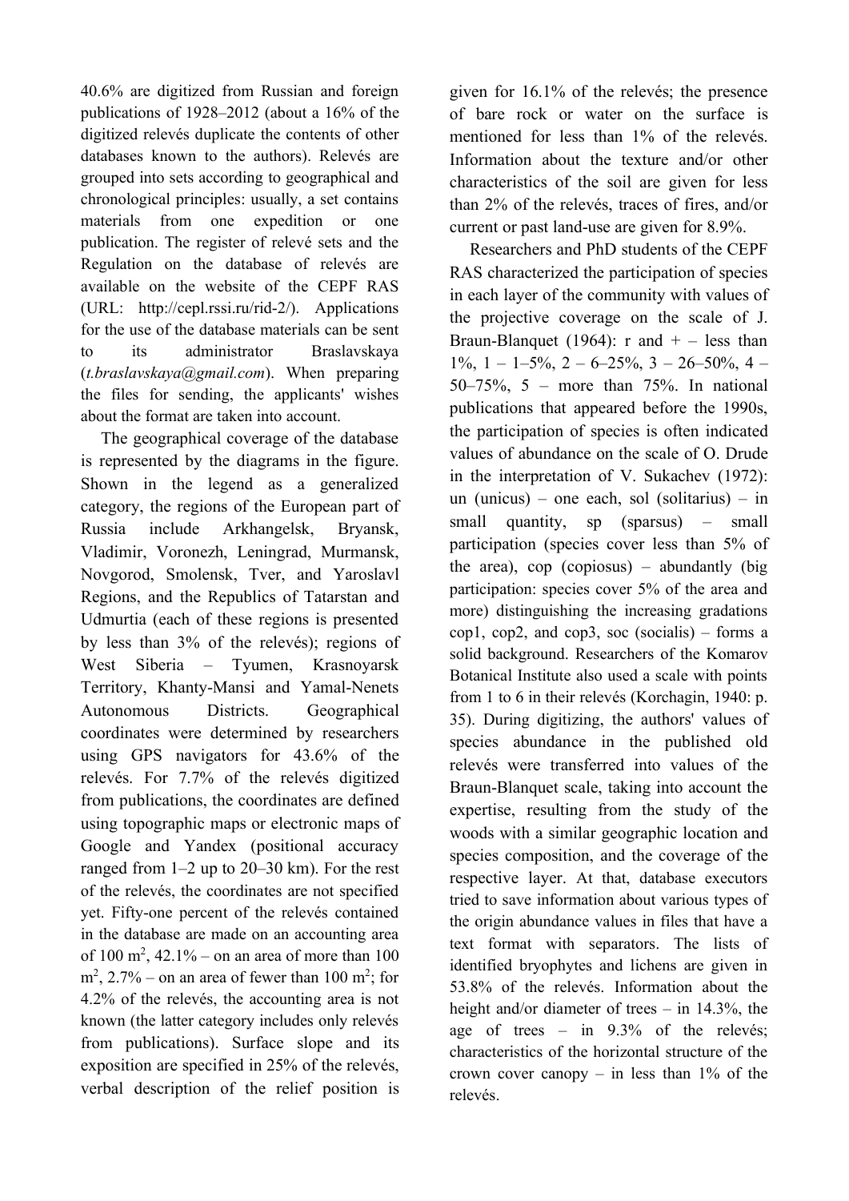40.6% are digitized from Russian and foreign publications of 1928–2012 (about a 16% of the digitized relevés duplicate the contents of other databases known to the authors). Relevés are grouped into sets according to geographical and chronological principles: usually, a set contains materials from one expedition or one publication. The register of relevé sets and the Regulation on the database of relevés are available on the website of the CEPF RAS (URL: http://cepl.rssi.ru/rid-2/). Applications for the use of the database materials can be sent to its administrator Braslavskaya (*t.braslavskaya@gmail.com*). When preparing the files for sending, the applicants' wishes about the format are taken into account.

The geographical coverage of the database is represented by the diagrams in the figure. Shown in the legend as a generalized category, the regions of the European part of Russia include Arkhangelsk, Bryansk, Vladimir, Voronezh, Leningrad, Murmansk, Novgorod, Smolensk, Tver, and Yaroslavl Regions, and the Republics of Tatarstan and Udmurtia (each of these regions is presented by less than 3% of the relevés); regions of West Siberia – Tyumen, Krasnoyarsk Territory, Khanty-Mansi and Yamal-Nenets Autonomous Districts. Geographical coordinates were determined by researchers using GPS navigators for 43.6% of the relevés. For 7.7% of the relevés digitized from publications, the coordinates are defined using topographic maps or electronic maps of Google and Yandex (positional accuracy ranged from 1–2 up to 20–30 km). For the rest of the relevés, the coordinates are not specified yet. Fifty-one percent of the relevés contained in the database are made on an accounting area of 100 $m^2$, 42.1% – on an area of more than 100 $m^2$, 2.7% – on an area of fewer than 100 $m^2$; for 4.2% of the relevés, the accounting area is not known (the latter category includes only relevés from publications). Surface slope and its exposition are specified in 25% of the relevés, verbal description of the relief position is given for 16.1% of the relevés; the presence of bare rock or water on the surface is mentioned for less than 1% of the relevés. Information about the texture and/or other characteristics of the soil are given for less than 2% of the relevés, traces of fires, and/or current or past land-use are given for 8.9%.

Researchers and PhD students of the CEPF RAS characterized the participation of species in each layer of the community with values of the projective coverage on the scale of J. Braun-Blanquet (1964): r and + – less than 1%, 1 – 1–5%, 2 – 6–25%, 3 – 26–50%, 4 – 50–75%, 5 – more than 75%. In national publications that appeared before the 1990s, the participation of species is often indicated values of abundance on the scale of O. Drude in the interpretation of V. Sukachev (1972): un (unicus) – one each, sol (solitarius) – in small quantity, sp (sparsus) – small participation (species cover less than 5% of the area), cop (copiosus) – abundantly (big participation: species cover 5% of the area and more) distinguishing the increasing gradations cop1, cop2, and cop3, soc (socialis) – forms a solid background. Researchers of the Komarov Botanical Institute also used a scale with points from 1 to 6 in their relevés (Korchagin, 1940: p. 35). During digitizing, the authors' values of species abundance in the published old relevés were transferred into values of the Braun-Blanquet scale, taking into account the expertise, resulting from the study of the woods with a similar geographic location and species composition, and the coverage of the respective layer. At that, database executors tried to save information about various types of the origin abundance values in files that have a text format with separators. The lists of identified bryophytes and lichens are given in 53.8% of the relevés. Information about the height and/or diameter of trees – in 14.3%, the age of trees – in 9.3% of the relevés; characteristics of the horizontal structure of the crown cover canopy – in less than 1% of the relevés.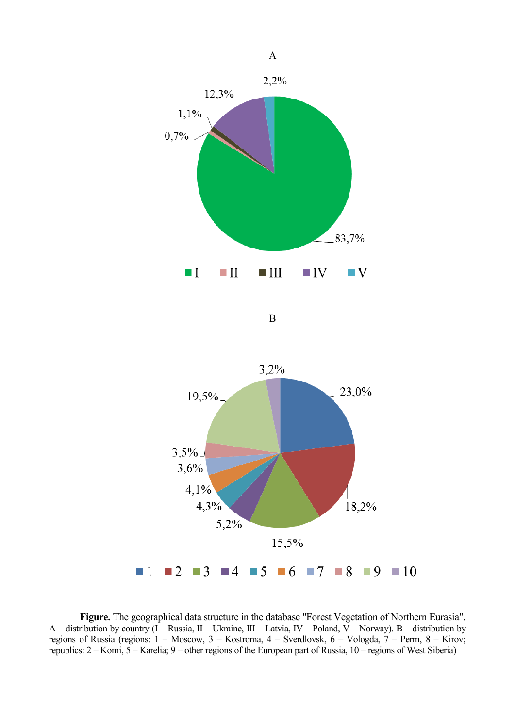A

2,2%

12,3%

1,1%

0,7%

83,7%

I II III IV V

B

3,2%

19,5%

23,0%

3,5%

3,6%

4,1%

4,3%

5,2%

15,5%

18,2%

1 2 3 4 5 6 7 8 9 10

**Figure.** The geographical data structure in the database "Forest Vegetation of Northern Eurasia". A – distribution by country (I – Russia, II – Ukraine, III – Latvia, IV – Poland, V – Norway). B – distribution by regions of Russia (regions: 1 – Moscow, 3 – Kostroma, 4 – Sverdlovsk, 6 – Vologda, 7 – Perm, 8 – Kirov; republics: 2 – Komi, 5 – Karelia; 9 – other regions of the European part of Russia, 10 – regions of West Siberia)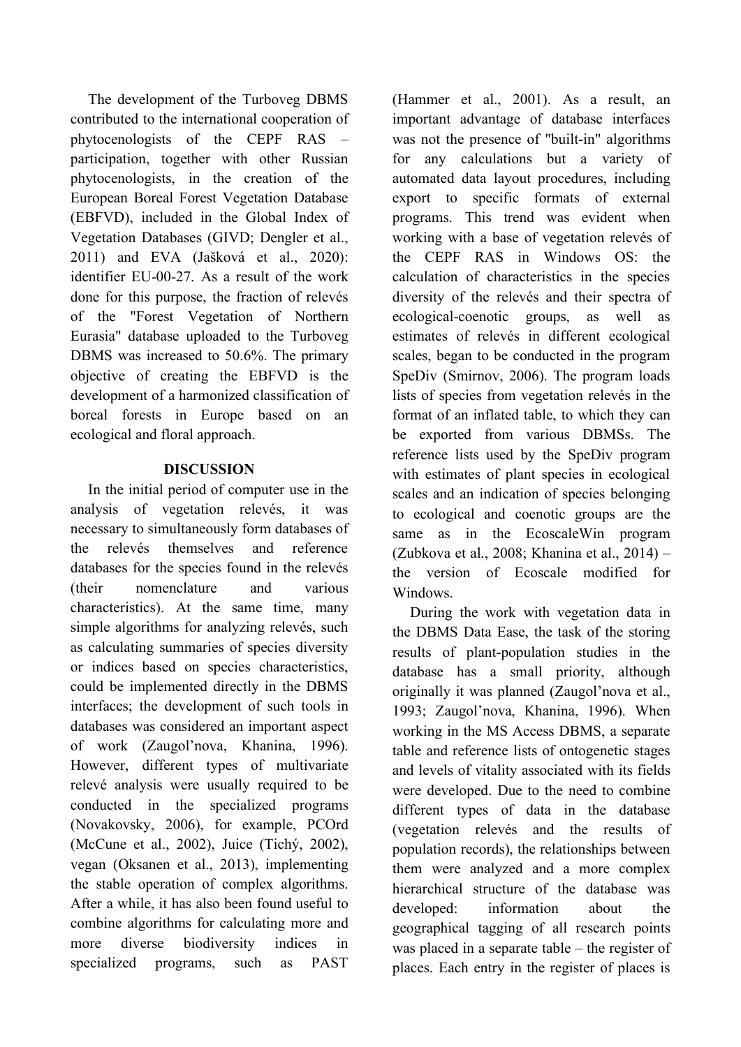The development of the Turboveg DBMS contributed to the international cooperation of phytocenologists of the CEPF RAS – participation, together with other Russian phytocenologists, in the creation of the European Boreal Forest Vegetation Database (EBFVD), included in the Global Index of Vegetation Databases (GIVD; Dengler et al., 2011) and EVA (Jašková et al., 2020): identifier EU-00-27. As a result of the work done for this purpose, the fraction of relevés of the "Forest Vegetation of Northern Eurasia" database uploaded to the Turboveg DBMS was increased to 50.6%. The primary objective of creating the EBFVD is the development of a harmonized classification of boreal forests in Europe based on an ecological and floral approach.

## DISCUSSION

In the initial period of computer use in the analysis of vegetation relevés, it was necessary to simultaneously form databases of the relevés themselves and reference databases for the species found in the relevés (their nomenclature and various characteristics). At the same time, many simple algorithms for analyzing relevés, such as calculating summaries of species diversity or indices based on species characteristics, could be implemented directly in the DBMS interfaces; the development of such tools in databases was considered an important aspect of work (Zaugol'nova, Khanina, 1996). However, different types of multivariate relevé analysis were usually required to be conducted in the specialized programs (Novakovsky, 2006), for example, PCOrd (McCune et al., 2002), Juice (Tichý, 2002), vegan (Oksanen et al., 2013), implementing the stable operation of complex algorithms. After a while, it has also been found useful to combine algorithms for calculating more and more diverse biodiversity indices in specialized programs, such as PAST (Hammer et al., 2001). As a result, an important advantage of database interfaces was not the presence of "built-in" algorithms for any calculations but a variety of automated data layout procedures, including export to specific formats of external programs. This trend was evident when working with a base of vegetation relevés of the CEPF RAS in Windows OS: the calculation of characteristics in the species diversity of the relevés and their spectra of ecological-coenotic groups, as well as estimates of relevés in different ecological scales, began to be conducted in the program SpeDiv (Smirnov, 2006). The program loads lists of species from vegetation relevés in the format of an inflated table, to which they can be exported from various DBMSs. The reference lists used by the SpeDiv program with estimates of plant species in ecological scales and an indication of species belonging to ecological and coenotic groups are the same as in the EcoscaleWin program (Zubkova et al., 2008; Khanina et al., 2014) – the version of Ecoscale modified for Windows.

During the work with vegetation data in the DBMS Data Ease, the task of the storing results of plant-population studies in the database has a small priority, although originally it was planned (Zaugol'nova et al., 1993; Zaugol'nova, Khanina, 1996). When working in the MS Access DBMS, a separate table and reference lists of ontogenetic stages and levels of vitality associated with its fields were developed. Due to the need to combine different types of data in the database (vegetation relevés and the results of population records), the relationships between them were analyzed and a more complex hierarchical structure of the database was developed: information about the geographical tagging of all research points was placed in a separate table – the register of places. Each entry in the register of places is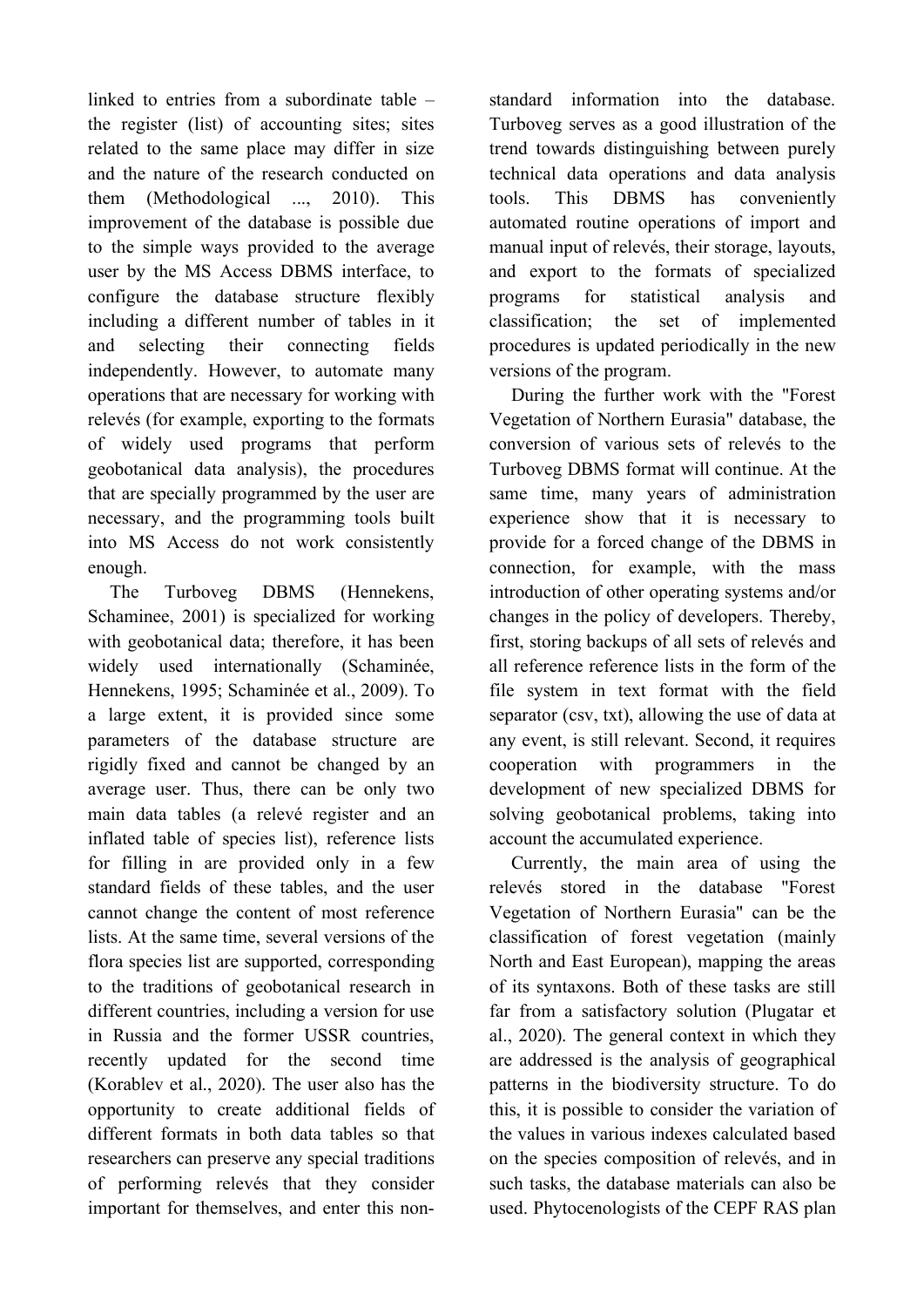linked to entries from a subordinate table – the register (list) of accounting sites; sites related to the same place may differ in size and the nature of the research conducted on them (Methodological ..., 2010). This improvement of the database is possible due to the simple ways provided to the average user by the MS Access DBMS interface, to configure the database structure flexibly including a different number of tables in it and selecting their connecting fields independently. However, to automate many operations that are necessary for working with relevés (for example, exporting to the formats of widely used programs that perform geobotanical data analysis), the procedures that are specially programmed by the user are necessary, and the programming tools built into MS Access do not work consistently enough.

The Turboveg DBMS (Hennekens, Schaminee, 2001) is specialized for working with geobotanical data; therefore, it has been widely used internationally (Schaminée, Hennekens, 1995; Schaminée et al., 2009). To a large extent, it is provided since some parameters of the database structure are rigidly fixed and cannot be changed by an average user. Thus, there can be only two main data tables (a relevé register and an inflated table of species list), reference lists for filling in are provided only in a few standard fields of these tables, and the user cannot change the content of most reference lists. At the same time, several versions of the flora species list are supported, corresponding to the traditions of geobotanical research in different countries, including a version for use in Russia and the former USSR countries, recently updated for the second time (Korablev et al., 2020). The user also has the opportunity to create additional fields of different formats in both data tables so that researchers can preserve any special traditions of performing relevés that they consider important for themselves, and enter this non-standard information into the database. Turboveg serves as a good illustration of the trend towards distinguishing between purely technical data operations and data analysis tools. This DBMS has conveniently automated routine operations of import and manual input of relevés, their storage, layouts, and export to the formats of specialized programs for statistical analysis and classification; the set of implemented procedures is updated periodically in the new versions of the program.

During the further work with the "Forest Vegetation of Northern Eurasia" database, the conversion of various sets of relevés to the Turboveg DBMS format will continue. At the same time, many years of administration experience show that it is necessary to provide for a forced change of the DBMS in connection, for example, with the mass introduction of other operating systems and/or changes in the policy of developers. Thereby, first, storing backups of all sets of relevés and all reference reference lists in the form of the file system in text format with the field separator (csv, txt), allowing the use of data at any event, is still relevant. Second, it requires cooperation with programmers in the development of new specialized DBMS for solving geobotanical problems, taking into account the accumulated experience.

Currently, the main area of using the relevés stored in the database "Forest Vegetation of Northern Eurasia" can be the classification of forest vegetation (mainly North and East European), mapping the areas of its syntaxons. Both of these tasks are still far from a satisfactory solution (Plugatar et al., 2020). The general context in which they are addressed is the analysis of geographical patterns in the biodiversity structure. To do this, it is possible to consider the variation of the values in various indexes calculated based on the species composition of relevés, and in such tasks, the database materials can also be used. Phytocenologists of the CEPF RAS plan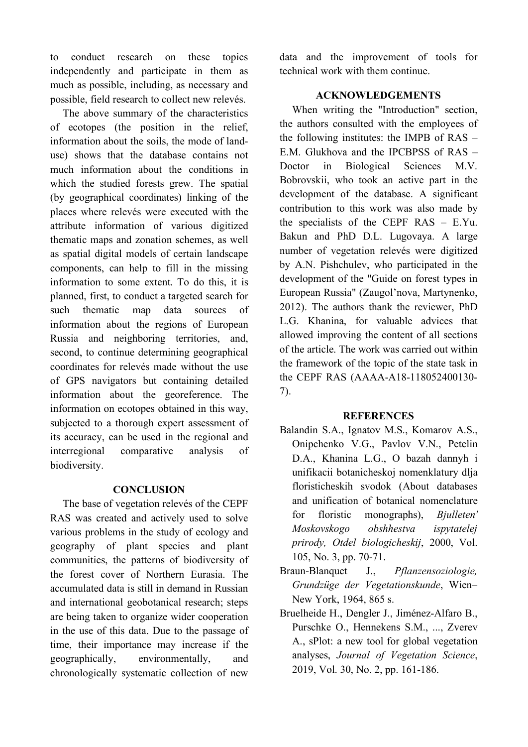to conduct research on these topics independently and participate in them as much as possible, including, as necessary and possible, field research to collect new relevés.

The above summary of the characteristics of ecotopes (the position in the relief, information about the soils, the mode of land-use) shows that the database contains not much information about the conditions in which the studied forests grew. The spatial (by geographical coordinates) linking of the places where relevés were executed with the attribute information of various digitized thematic maps and zonation schemes, as well as spatial digital models of certain landscape components, can help to fill in the missing information to some extent. To do this, it is planned, first, to conduct a targeted search for such thematic map data sources of information about the regions of European Russia and neighboring territories, and, second, to continue determining geographical coordinates for relevés made without the use of GPS navigators but containing detailed information about the georeference. The information on ecotopes obtained in this way, subjected to a thorough expert assessment of its accuracy, can be used in the regional and interregional comparative analysis of biodiversity.

## CONCLUSION

The base of vegetation relevés of the CEPF RAS was created and actively used to solve various problems in the study of ecology and geography of plant species and plant communities, the patterns of biodiversity of the forest cover of Northern Eurasia. The accumulated data is still in demand in Russian and international geobotanical research; steps are being taken to organize wider cooperation in the use of this data. Due to the passage of time, their importance may increase if the geographically, environmentally, and chronologically systematic collection of new data and the improvement of tools for technical work with them continue.

## ACKNOWLEDGEMENTS

When writing the "Introduction" section, the authors consulted with the employees of the following institutes: the IMPB of RAS – E.M. Glukhova and the IPCBPSS of RAS – Doctor in Biological Sciences M.V. Bobrovskii, who took an active part in the development of the database. A significant contribution to this work was also made by the specialists of the CEPF RAS – E.Yu. Bakun and PhD D.L. Lugovaya. A large number of vegetation relevés were digitized by A.N. Pishchulev, who participated in the development of the "Guide on forest types in European Russia" (Zaugol'nova, Martynenko, 2012). The authors thank the reviewer, PhD L.G. Khanina, for valuable advices that allowed improving the content of all sections of the article. The work was carried out within the framework of the topic of the state task in the CEPF RAS (AAAA-A18-118052400130-7).

## REFERENCES

Balandin S.A., Ignatov M.S., Komarov A.S., Onipchenko V.G., Pavlov V.N., Petelin D.A., Khanina L.G., O bazah dannyh i unifikacii botanicheskoj nomenklatury dlja floristicheskih svodok (About databases and unification of botanical nomenclature for floristic monographs), *Bjulleten' Moskovskogo obshhestva ispytatelej prirody, Otdel biologicheskij*, 2000, Vol. 105, No. 3, pp. 70-71.

Braun-Blanquet J., *Pflanzensoziologie, Grundzüge der Vegetationskunde*, Wien–New York, 1964, 865 s.

Bruelheide H., Dengler J., Jiménez-Alfaro B., Purschke O., Hennekens S.M., ..., Zverev A., sPlot: a new tool for global vegetation analyses, *Journal of Vegetation Science*, 2019, Vol. 30, No. 2, pp. 161-186.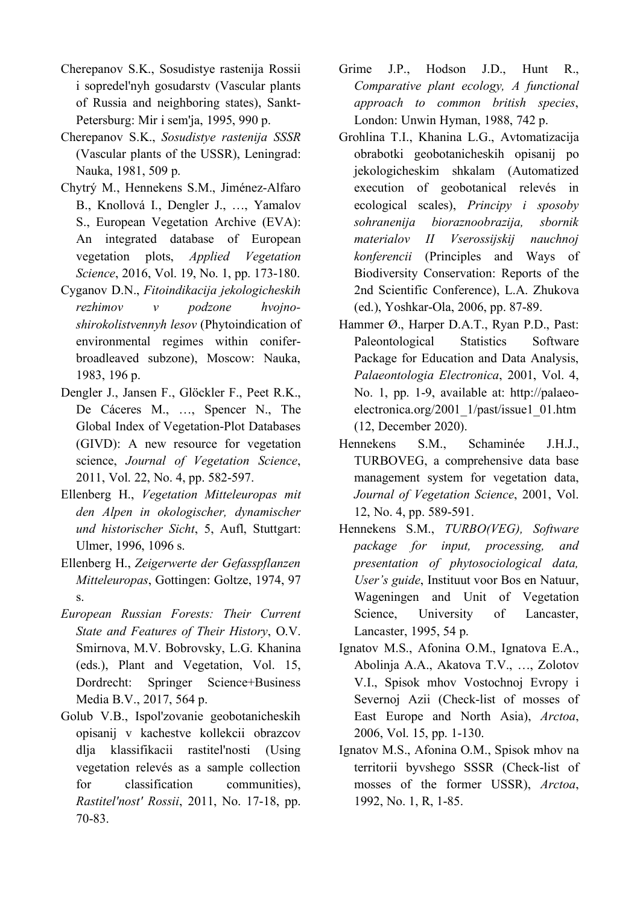Cherepanov S.K., Sosudistye rastenija Rossii i sopredel'nyh gosudarstv (Vascular plants of Russia and neighboring states), Sankt-Petersburg: Mir i sem'ja, 1995, 990 p.

Cherepanov S.K., *Sosudistye rastenija SSSR* (Vascular plants of the USSR), Leningrad: Nauka, 1981, 509 p.

Chytrý M., Hennekens S.M., Jiménez-Alfaro B., Knollová I., Dengler J., …, Yamalov S., European Vegetation Archive (EVA): An integrated database of European vegetation plots, *Applied Vegetation Science*, 2016, Vol. 19, No. 1, pp. 173-180.

Cyganov D.N., *Fitoindikacija jekologicheskih rezhimov v podzone hvojno-shirokolistvennyh lesov* (Phytoindication of environmental regimes within conifer-broadleaved subzone), Moscow: Nauka, 1983, 196 p.

Dengler J., Jansen F., Glöckler F., Peet R.K., De Cáceres M., …, Spencer N., The Global Index of Vegetation-Plot Databases (GIVD): A new resource for vegetation science, *Journal of Vegetation Science*, 2011, Vol. 22, No. 4, pp. 582-597.

Ellenberg H., *Vegetation Mitteleuropas mit den Alpen in okologischer, dynamischer und historischer Sicht*, 5, Aufl, Stuttgart: Ulmer, 1996, 1096 s.

Ellenberg H., *Zeigerwerte der Gefasspflanzen Mitteleuropas*, Gottingen: Goltze, 1974, 97 s.

*European Russian Forests: Their Current State and Features of Their History*, O.V. Smirnova, M.V. Bobrovsky, L.G. Khanina (eds.), Plant and Vegetation, Vol. 15, Dordrecht: Springer Science+Business Media B.V., 2017, 564 p.

Golub V.B., Ispol'zovanie geobotanicheskih opisanij v kachestve kollekcii obrazcov dlja klassifikacii rastitel'nosti (Using vegetation relevés as a sample collection for classification communities), *Rastitel'nost' Rossii*, 2011, No. 17-18, pp. 70-83.

Grime J.P., Hodson J.D., Hunt R., *Comparative plant ecology, A functional approach to common british species*, London: Unwin Hyman, 1988, 742 p.

Grohlina T.I., Khanina L.G., Avtomatizacija obrabotki geobotanicheskih opisanij po jekologicheskim shkalam (Automatized execution of geobotanical relevés in ecological scales), *Principy i sposoby sohranenija bioraznoobrazija, sbornik materialov II Vserossijskij nauchnoj konferencii* (Principles and Ways of Biodiversity Conservation: Reports of the 2nd Scientific Conference), L.A. Zhukova (ed.), Yoshkar-Ola, 2006, pp. 87-89.

Hammer Ø., Harper D.A.T., Ryan P.D., Past: Paleontological Statistics Software Package for Education and Data Analysis, *Palaeontologia Electronica*, 2001, Vol. 4, No. 1, pp. 1-9, available at: http://palaeo-electronica.org/2001_1/past/issue1_01.htm (12, December 2020).

Hennekens S.M., Schaminée J.H.J., TURBOVEG, a comprehensive data base management system for vegetation data, *Journal of Vegetation Science*, 2001, Vol. 12, No. 4, pp. 589-591.

Hennekens S.M., *TURBO(VEG), Software package for input, processing, and presentation of phytosociological data, User's guide*, Instituut voor Bos en Natuur, Wageningen and Unit of Vegetation Science, University of Lancaster, Lancaster, 1995, 54 p.

Ignatov M.S., Afonina O.M., Ignatova E.A., Abolinja A.A., Akatova T.V., …, Zolotov V.I., Spisok mhov Vostochnoj Evropy i Severnoj Azii (Check-list of mosses of East Europe and North Asia), *Arctoa*, 2006, Vol. 15, pp. 1-130.

Ignatov M.S., Afonina O.M., Spisok mhov na territorii byvshego SSSR (Check-list of mosses of the former USSR), *Arctoa*, 1992, No. 1, R, 1-85.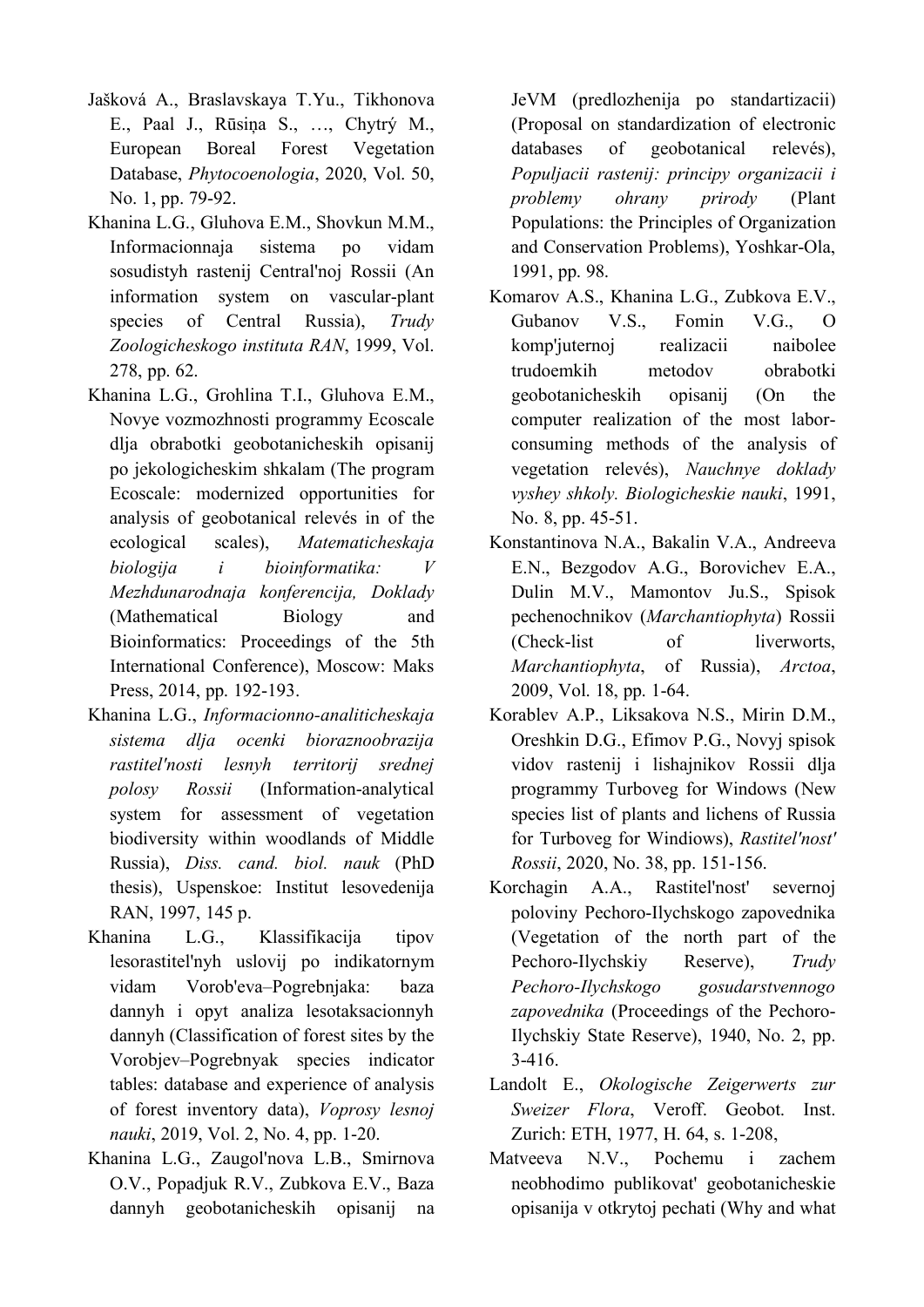Jašková A., Braslavskaya T.Yu., Tikhonova E., Paal J., Rūsiņa S., …, Chytrý M., European Boreal Forest Vegetation Database, *Phytocoenologia*, 2020, Vol. 50, No. 1, pp. 79-92.

Khanina L.G., Gluhova E.M., Shovkun M.M., Informacionnaja sistema po vidam sosudistyh rastenij Central'noj Rossii (An information system on vascular-plant species of Central Russia), *Trudy Zoologicheskogo instituta RAN*, 1999, Vol. 278, pp. 62.

Khanina L.G., Grohlina T.I., Gluhova E.M., Novye vozmozhnosti programmy Ecoscale dlja obrabotki geobotanicheskih opisanij po jekologicheskim shkalam (The program Ecoscale: modernized opportunities for analysis of geobotanical relevés in of the ecological scales), *Matematicheskaja biologija i bioinformatika: V Mezhdunarodnaja konferencija, Doklady* (Mathematical Biology and Bioinformatics: Proceedings of the 5th International Conference), Moscow: Maks Press, 2014, pp. 192-193.

Khanina L.G., *Informacionno-analiticheskaja sistema dlja ocenki bioraznoobrazija rastitel'nosti lesnyh territorij srednej polosy Rossii* (Information-analytical system for assessment of vegetation biodiversity within woodlands of Middle Russia), *Diss. cand. biol. nauk* (PhD thesis), Uspenskoe: Institut lesovedenija RAN, 1997, 145 p.

Khanina L.G., Klassifikacija tipov lesorastitel'nyh uslovij po indikatornym vidam Vorob'eva–Pogrebnjaka: baza dannyh i opyt analiza lesotaksacionnyh dannyh (Classification of forest sites by the Vorobjev–Pogrebnyak species indicator tables: database and experience of analysis of forest inventory data), *Voprosy lesnoj nauki*, 2019, Vol. 2, No. 4, pp. 1-20.

Khanina L.G., Zaugol'nova L.B., Smirnova O.V., Popadjuk R.V., Zubkova E.V., Baza dannyh geobotanicheskih opisanij na JeVM (predlozhenija po standartizacii) (Proposal on standardization of electronic databases of geobotanical relevés), *Populjacii rastenij: principy organizacii i problemy ohrany prirody* (Plant Populations: the Principles of Organization and Conservation Problems), Yoshkar-Ola, 1991, pp. 98.

Komarov A.S., Khanina L.G., Zubkova E.V., Gubanov V.S., Fomin V.G., O komp'juternoj realizacii naibolee trudoemkih metodov obrabotki geobotanicheskih opisanij (On the computer realization of the most labor-consuming methods of the analysis of vegetation relevés), *Nauchnye doklady vyshey shkoly. Biologicheskie nauki*, 1991, No. 8, pp. 45-51.

Konstantinova N.A., Bakalin V.A., Andreeva E.N., Bezgodov A.G., Borovichev E.A., Dulin M.V., Mamontov Ju.S., Spisok pechenochnikov (*Marchantiophyta*) Rossii (Check-list of liverworts, *Marchantiophyta*, of Russia), *Arctoa*, 2009, Vol. 18, pp. 1-64.

Korablev A.P., Liksakova N.S., Mirin D.M., Oreshkin D.G., Efimov P.G., Novyj spisok vidov rastenij i lishajnikov Rossii dlja programmy Turboveg for Windows (New species list of plants and lichens of Russia for Turboveg for Windiows), *Rastitel'nost' Rossii*, 2020, No. 38, pp. 151-156.

Korchagin A.A., Rastitel'nost' severnoj poloviny Pechoro-Ilychskogo zapovednika (Vegetation of the north part of the Pechoro-Ilychskiy Reserve), *Trudy Pechoro-Ilychskogo gosudarstvennogo zapovednika* (Proceedings of the Pechoro-Ilychskiy State Reserve), 1940, No. 2, pp. 3-416.

Landolt E., *Okologische Zeigerwerts zur Sweizer Flora*, Veroff. Geobot. Inst. Zurich: ETH, 1977, H. 64, s. 1-208,

Matveeva N.V., Pochemu i zachem neobhodimo publikovat' geobotanicheskie opisanija v otkrytoj pechati (Why and what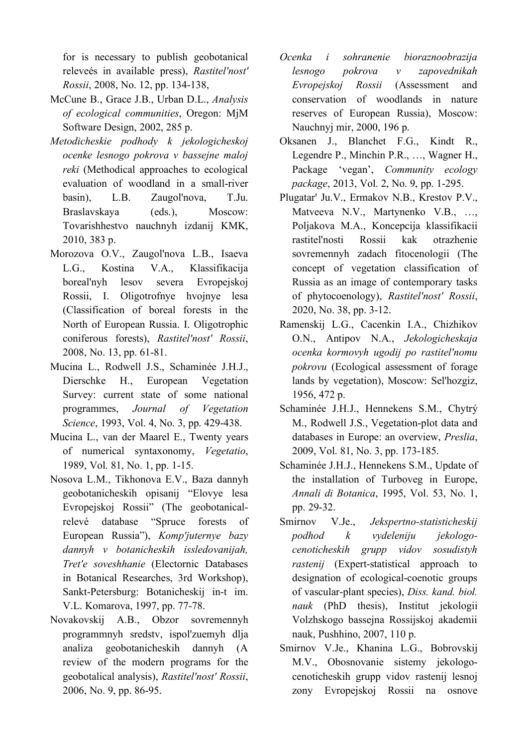for is necessary to publish geobotanical releveés in available press), *Rastitel'nost' Rossii*, 2008, No. 12, pp. 134-138,

McCune B., Grace J.B., Urban D.L., *Analysis of ecological communities*, Oregon: MjM Software Design, 2002, 285 p.

*Metodicheskie podhody k jekologicheskoj ocenke lesnogo pokrova v bassejne maloj reki* (Methodical approaches to ecological evaluation of woodland in a small-river basin), L.B. Zaugol'nova, T.Ju. Braslavskaya (eds.), Moscow: Tovarishhestvo nauchnyh izdanij KMK, 2010, 383 p.

Morozova O.V., Zaugol'nova L.B., Isaeva L.G., Kostina V.A., Klassifikacija boreal'nyh lesov severa Evropejskoj Rossii, I. Oligotrofnye hvojnye lesa (Classification of boreal forests in the North of European Russia. I. Oligotrophic coniferous forests), *Rastitel'nost' Rossii*, 2008, No. 13, pp. 61-81.

Mucina L., Rodwell J.S., Schaminée J.H.J., Dierschke H., European Vegetation Survey: current state of some national programmes, *Journal of Vegetation Science*, 1993, Vol. 4, No. 3, pp. 429-438.

Mucina L., van der Maarel E., Twenty years of numerical syntaxonomy, *Vegetatio*, 1989, Vol. 81, No. 1, pp. 1-15.

Nosova L.M., Tikhonova E.V., Baza dannyh geobotanicheskih opisanij "Elovye lesa Evropejskoj Rossii" (The geobotanical-relevé database "Spruce forests of European Russia"), *Komp'juternye bazy dannyh v botanicheskih issledovanijah, Tret'e soveshhanie* (Electornic Databases in Botanical Researches, 3rd Workshop), Sankt-Petersburg: Botanicheskij in-t im. V.L. Komarova, 1997, pp. 77-78.

Novakovskij A.B., Obzor sovremennyh programmnyh sredstv, ispol'zuemyh dlja analiza geobotanicheskih dannyh (A review of the modern programs for the geobotalical analysis), *Rastitel'nost' Rossii*, 2006, No. 9, pp. 86-95.

*Ocenka i sohranenie bioraznoobrazija lesnogo pokrova v zapovednikah Evropejskoj Rossii* (Assessment and conservation of woodlands in nature reserves of European Russia), Moscow: Nauchnyj mir, 2000, 196 p.

Oksanen J., Blanchet F.G., Kindt R., Legendre P., Minchin P.R., …, Wagner H., Package 'vegan', *Community ecology package*, 2013, Vol. 2, No. 9, pp. 1-295.

Plugatar' Ju.V., Ermakov N.B., Krestov P.V., Matveeva N.V., Martynenko V.B., …, Poljakova M.A., Koncepcija klassifikacii rastitel'nosti Rossii kak otrazhenie sovremennyh zadach fitocenologii (The concept of vegetation classification of Russia as an image of contemporary tasks of phytocoenology), *Rastitel'nost' Rossii*, 2020, No. 38, pp. 3-12.

Ramenskij L.G., Cacenkin I.A., Chizhikov O.N., Antipov N.A., *Jekologicheskaja ocenka kormovyh ugodij po rastitel'nomu pokrovu* (Ecological assessment of forage lands by vegetation), Moscow: Sel'hozgiz, 1956, 472 p.

Schaminée J.H.J., Hennekens S.M., Chytrý M., Rodwell J.S., Vegetation-plot data and databases in Europe: an overview, *Preslia*, 2009, Vol. 81, No. 3, pp. 173-185.

Schaminée J.H.J., Hennekens S.M., Update of the installation of Turboveg in Europe, *Annali di Botanica*, 1995, Vol. 53, No. 1, pp. 29-32.

Smirnov V.Je., *Jekspertno-statisticheskij podhod k vydeleniju jekologo-cenoticheskih grupp vidov sosudistyh rastenij* (Expert-statistical approach to designation of ecological-coenotic groups of vascular-plant species), *Diss. kand. biol. nauk* (PhD thesis), Institut jekologii Volzhskogo bassejna Rossijskoj akademii nauk, Pushhino, 2007, 110 p.

Smirnov V.Je., Khanina L.G., Bobrovskij M.V., Obosnovanie sistemy jekologo-cenoticheskih grupp vidov rastenij lesnoj zony Evropejskoj Rossii na osnove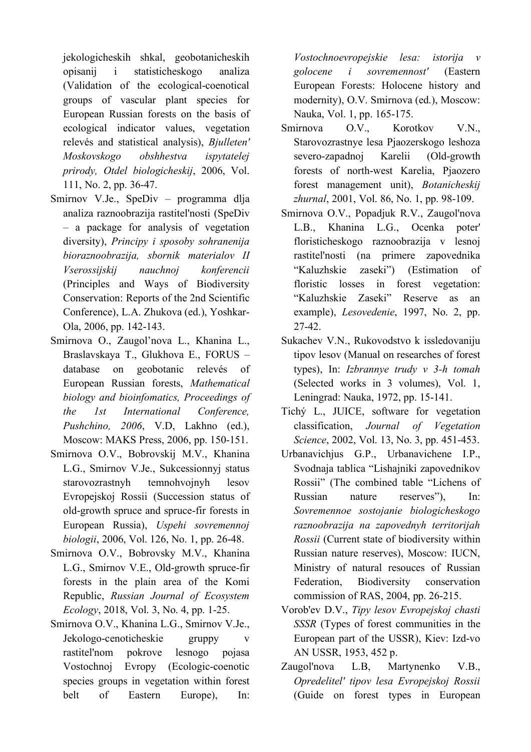jekologicheskih shkal, geobotanicheskih opisanij i statisticheskogo analiza (Validation of the ecological-coenotical groups of vascular plant species for European Russian forests on the basis of ecological indicator values, vegetation relevés and statistical analysis), *Bjulleten' Moskovskogo obshhestva ispytatelej prirody, Otdel biologicheskij*, 2006, Vol. 111, No. 2, pp. 36-47.

Smirnov V.Je., SpeDiv – programma dlja analiza raznoobrazija rastitel'nosti (SpeDiv – a package for analysis of vegetation diversity), *Principy i sposoby sohranenija bioraznoobrazija, sbornik materialov II Vserossijskij nauchnoj konferencii* (Principles and Ways of Biodiversity Conservation: Reports of the 2nd Scientific Conference), L.A. Zhukova (ed.), Yoshkar-Ola, 2006, pp. 142-143.

Smirnova O., Zaugol'nova L., Khanina L., Braslavskaya T., Glukhova E., FORUS – database on geobotanic relevés of European Russian forests, *Mathematical biology and bioinfomatics, Proceedings of the 1st International Conference, Pushchino, 2006*, V.D, Lakhno (ed.), Moscow: MAKS Press, 2006, pp. 150-151.

Smirnova O.V., Bobrovskij M.V., Khanina L.G., Smirnov V.Je., Sukcessionnyj status starovozrastnyh temnohvojnyh lesov Evropejskoj Rossii (Succession status of old-growth spruce and spruce-fir forests in European Russia), *Uspehi sovremennoj biologii*, 2006, Vol. 126, No. 1, pp. 26-48.

Smirnova O.V., Bobrovsky M.V., Khanina L.G., Smirnov V.E., Old-growth spruce-fir forests in the plain area of the Komi Republic, *Russian Journal of Ecosystem Ecology*, 2018, Vol. 3, No. 4, pp. 1-25.

Smirnova O.V., Khanina L.G., Smirnov V.Je., Jekologo-cenoticheskie gruppy v rastitel'nom pokrove lesnogo pojasa Vostochnoj Evropy (Ecologic-coenotic species groups in vegetation within forest belt of Eastern Europe), In: *Vostochnoevropejskie lesa: istorija v golocene i sovremennost'* (Eastern European Forests: Holocene history and modernity), O.V. Smirnova (ed.), Moscow: Nauka, Vol. 1, pp. 165-175.

Smirnova O.V., Korotkov V.N., Starovozrastnye lesa Pjaozerskogo leshoza severo-zapadnoj Karelii (Old-growth forests of north-west Karelia, Pjaozero forest management unit), *Botanicheskij zhurnal*, 2001, Vol. 86, No. 1, pp. 98-109.

Smirnova O.V., Popadjuk R.V., Zaugol'nova L.B., Khanina L.G., Ocenka poter' floristicheskogo raznoobrazija v lesnoj rastitel'nosti (na primere zapovednika "Kaluzhskie zaseki") (Estimation of floristic losses in forest vegetation: "Kaluzhskie Zaseki" Reserve as an example), *Lesovedenie*, 1997, No. 2, pp. 27-42.

Sukachev V.N., Rukovodstvo k issledovaniju tipov lesov (Manual on researches of forest types), In: *Izbrannye trudy v 3-h tomah* (Selected works in 3 volumes), Vol. 1, Leningrad: Nauka, 1972, pp. 15-141.

Tichý L., JUICE, software for vegetation classification, *Journal of Vegetation Science*, 2002, Vol. 13, No. 3, pp. 451-453.

Urbanavichjus G.P., Urbanavichene I.P., Svodnaja tablica "Lishajniki zapovednikov Rossii" (The combined table "Lichens of Russian nature reserves"), In: *Sovremennoe sostojanie biologicheskogo raznoobrazija na zapovednyh territorijah Rossii* (Current state of biodiversity within Russian nature reserves), Moscow: IUCN, Ministry of natural resouces of Russian Federation, Biodiversity conservation commission of RAS, 2004, pp. 26-215.

Vorob'ev D.V., *Tipy lesov Evropejskoj chasti SSSR* (Types of forest communities in the European part of the USSR), Kiev: Izd-vo AN USSR, 1953, 452 p.

Zaugol'nova L.B, Martynenko V.B., *Opredelitel' tipov lesa Evropejskoj Rossii* (Guide on forest types in European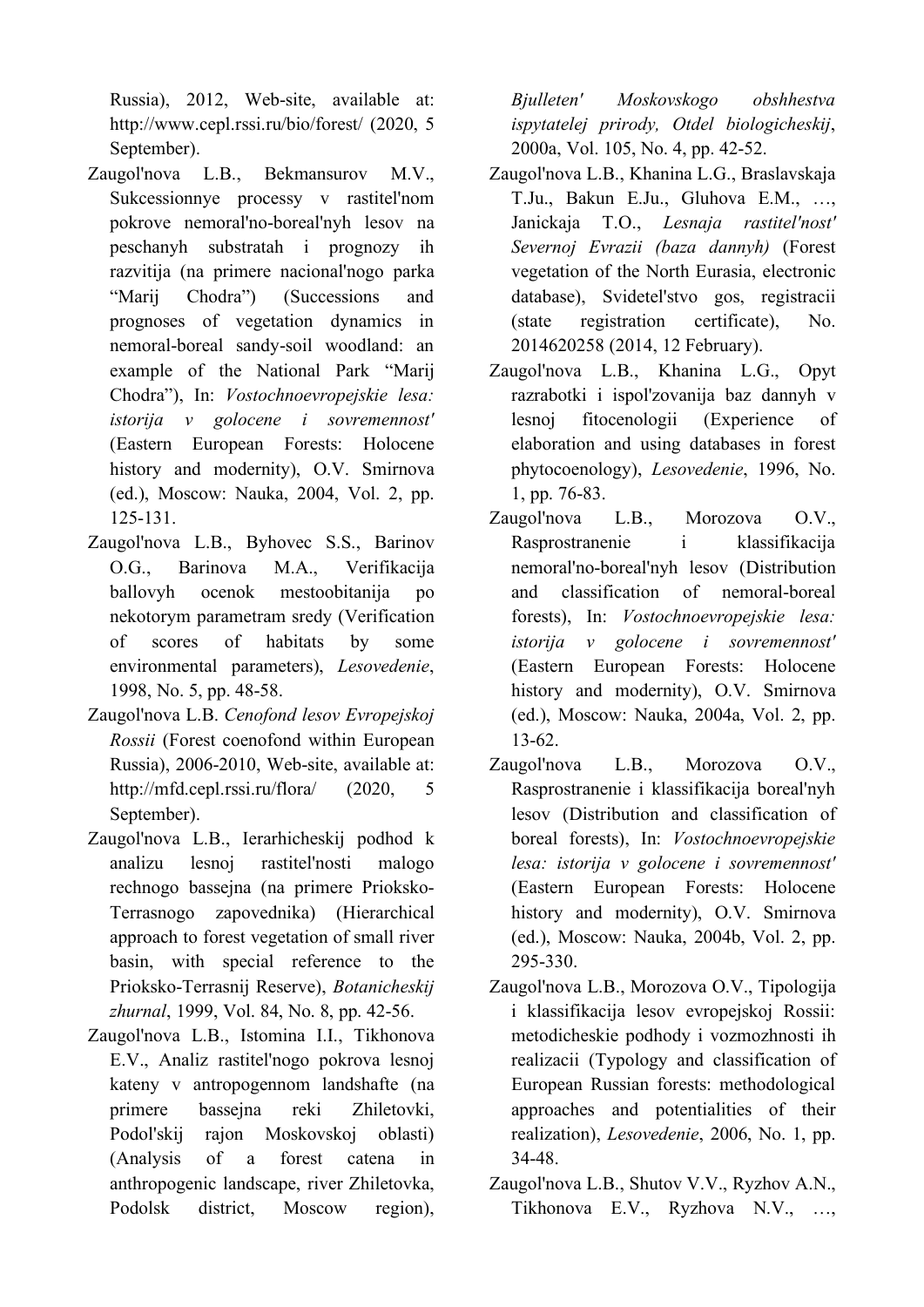Russia), 2012, Web-site, available at: http://www.cepl.rssi.ru/bio/forest/ (2020, 5 September).

Zaugol'nova L.B., Bekmansurov M.V., Sukcessionnye processy v rastitel'nom pokrove nemoral'no-boreal'nyh lesov na peschanyh substratah i prognozy ih razvitija (na primere nacional'nogo parka "Marij Chodra") (Successions and prognoses of vegetation dynamics in nemoral-boreal sandy-soil woodland: an example of the National Park "Marij Chodra"), In: *Vostochnoevropejskie lesa: istorija v golocene i sovremennost'* (Eastern European Forests: Holocene history and modernity), O.V. Smirnova (ed.), Moscow: Nauka, 2004, Vol. 2, pp. 125-131.

Zaugol'nova L.B., Byhovec S.S., Barinov O.G., Barinova M.A., Verifikacija ballovyh ocenok mestoobitanija po nekotorym parametram sredy (Verification of scores of habitats by some environmental parameters), *Lesovedenie*, 1998, No. 5, pp. 48-58.

Zaugol'nova L.B. *Cenofond lesov Evropejskoj Rossii* (Forest coenofond within European Russia), 2006-2010, Web-site, available at: http://mfd.cepl.rssi.ru/flora/ (2020, 5 September).

Zaugol'nova L.B., Ierarhicheskij podhod k analizu lesnoj rastitel'nosti malogo rechnogo bassejna (na primere Prioksko-Terrasnogo zapovednika) (Hierarchical approach to forest vegetation of small river basin, with special reference to the Prioksko-Terrasnij Reserve), *Botanicheskij zhurnal*, 1999, Vol. 84, No. 8, pp. 42-56.

Zaugol'nova L.B., Istomina I.I., Tikhonova E.V., Analiz rastitel'nogo pokrova lesnoj kateny v antropogennom landshafte (na primere bassejna reki Zhiletovki, Podol'skij rajon Moskovskoj oblasti) (Analysis of a forest catena in anthropogenic landscape, river Zhiletovka, Podolsk district, Moscow region), *Bjulleten' Moskovskogo obshhestva ispytatelej prirody, Otdel biologicheskij*, 2000a, Vol. 105, No. 4, pp. 42-52.

Zaugol'nova L.B., Khanina L.G., Braslavskaja T.Ju., Bakun E.Ju., Gluhova E.M., …, Janickaja T.O., *Lesnaja rastitel'nost' Severnoj Evrazii (baza dannyh)* (Forest vegetation of the North Eurasia, electronic database), Svidetel'stvo gos, registracii (state registration certificate), No. 2014620258 (2014, 12 February).

Zaugol'nova L.B., Khanina L.G., Opyt razrabotki i ispol'zovanija baz dannyh v lesnoj fitocenologii (Experience of elaboration and using databases in forest phytocoenology), *Lesovedenie*, 1996, No. 1, pp. 76-83.

Zaugol'nova L.B., Morozova O.V., Rasprostranenie i klassifikacija nemoral'no-boreal'nyh lesov (Distribution and classification of nemoral-boreal forests), In: *Vostochnoevropejskie lesa: istorija v golocene i sovremennost'* (Eastern European Forests: Holocene history and modernity), O.V. Smirnova (ed.), Moscow: Nauka, 2004a, Vol. 2, pp. 13-62.

Zaugol'nova L.B., Morozova O.V., Rasprostranenie i klassifikacija boreal'nyh lesov (Distribution and classification of boreal forests), In: *Vostochnoevropejskie lesa: istorija v golocene i sovremennost'* (Eastern European Forests: Holocene history and modernity), O.V. Smirnova (ed.), Moscow: Nauka, 2004b, Vol. 2, pp. 295-330.

Zaugol'nova L.B., Morozova O.V., Tipologija i klassifikacija lesov evropejskoj Rossii: metodicheskie podhody i vozmozhnosti ih realizacii (Typology and classification of European Russian forests: methodological approaches and potentialities of their realization), *Lesovedenie*, 2006, No. 1, pp. 34-48.

Zaugol'nova L.B., Shutov V.V., Ryzhov A.N., Tikhonova E.V., Ryzhova N.V., …,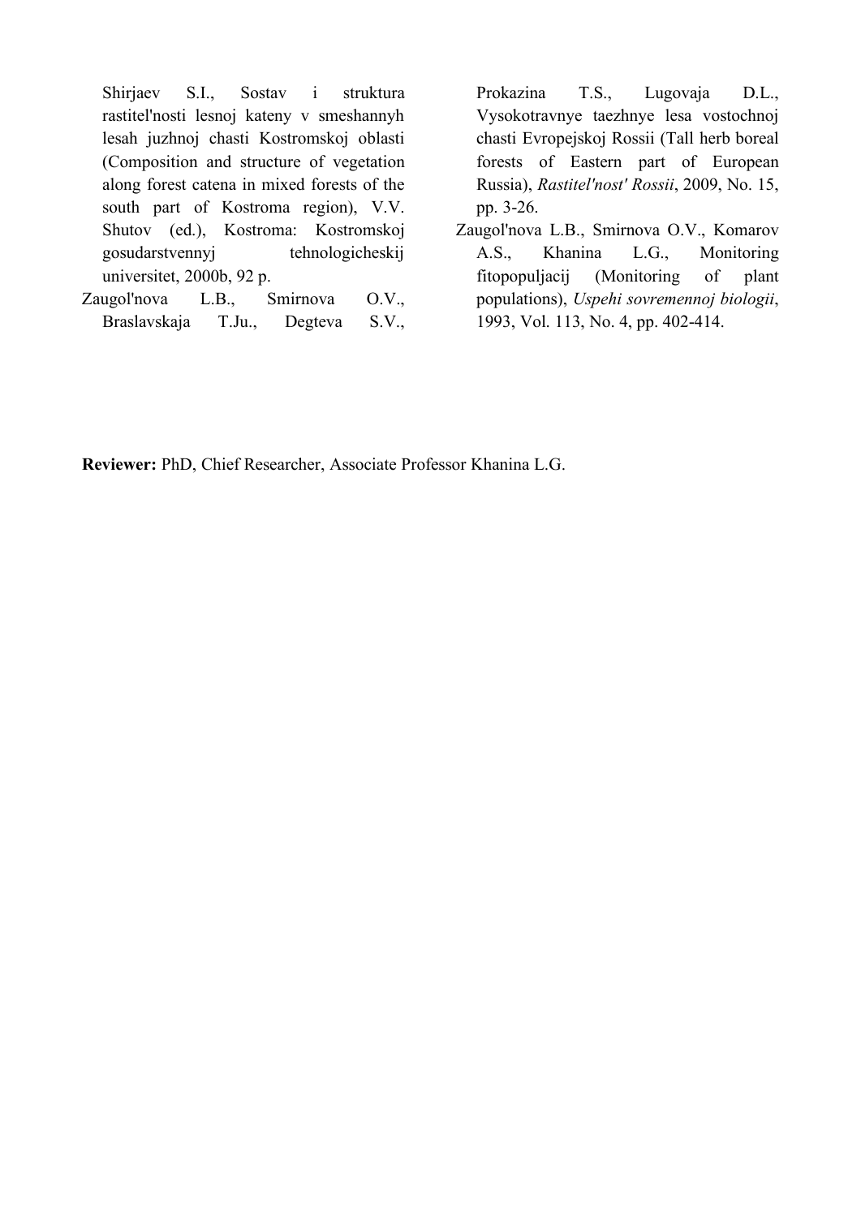Shirjaev S.I., Sostav i struktura rastitel'nosti lesnoj kateny v smeshannyh lesah juzhnoj chasti Kostromskoj oblasti (Composition and structure of vegetation along forest catena in mixed forests of the south part of Kostroma region), V.V. Shutov (ed.), Kostroma: Kostromskoj gosudarstvennyj tehnologicheskij universitet, 2000b, 92 p.

Zaugol'nova L.B., Smirnova O.V., Braslavskaja T.Ju., Degteva S.V., Prokazina T.S., Lugovaja D.L., Vysokotravnye taezhnye lesa vostochnoj chasti Evropejskoj Rossii (Tall herb boreal forests of Eastern part of European Russia), *Rastitel'nost' Rossii*, 2009, No. 15, pp. 3-26.

Zaugol'nova L.B., Smirnova O.V., Komarov A.S., Khanina L.G., Monitoring fitopopuljacij (Monitoring of plant populations), *Uspehi sovremennoj biologii*, 1993, Vol. 113, No. 4, pp. 402-414.

**Reviewer:** PhD, Chief Researcher, Associate Professor Khanina L.G.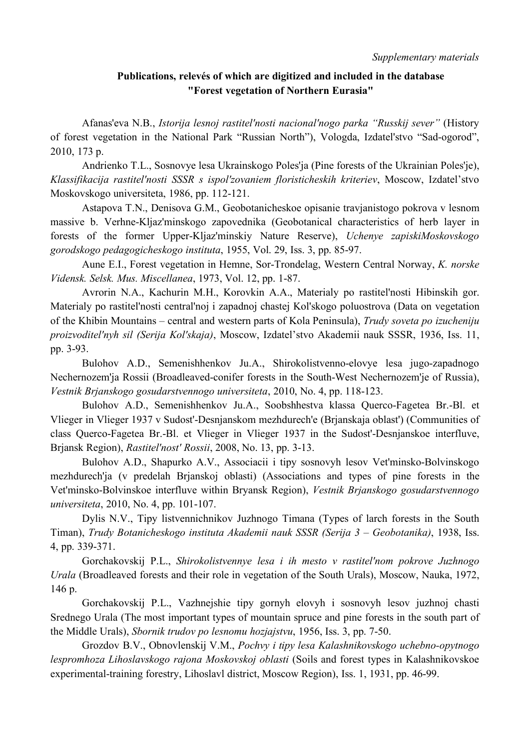*Supplementary materials*

**Publications, relevés of which are digitized and included in the database "Forest vegetation of Northern Eurasia"**

Afanas'eva N.B., *Istorija lesnoj rastitel'nosti nacional'nogo parka "Russkij sever"* (History of forest vegetation in the National Park "Russian North"), Vologda, Izdatel'stvo "Sad-ogorod", 2010, 173 p.

Andrienko T.L., Sosnovye lesa Ukrainskogo Poles'ja (Pine forests of the Ukrainian Poles'je), *Klassifikacija rastitel'nosti SSSR s ispol'zovaniem floristicheskih kriteriev*, Moscow, Izdatel'stvo Moskovskogo universiteta, 1986, pp. 112-121.

Astapova T.N., Denisova G.M., Geobotanicheskoe opisanie travjanistogo pokrova v lesnom massive b. Verhne-Kljaz'minskogo zapovednika (Geobotanical characteristics of herb layer in forests of the former Upper-Kljaz'minskiy Nature Reserve), *Uchenye zapiskiMoskovskogo gorodskogo pedagogicheskogo instituta*, 1955, Vol. 29, Iss. 3, pp. 85-97.

Aune E.I., Forest vegetation in Hemne, Sor-Trondelag, Western Central Norway, *K. norske Vidensk. Selsk. Mus. Miscellanea*, 1973, Vol. 12, pp. 1-87.

Avrorin N.A., Kachurin M.H., Korovkin A.A., Materialy po rastitel'nosti Hibinskih gor. Materialy po rastitel'nosti central'noj i zapadnoj chastej Kol'skogo poluostrova (Data on vegetation of the Khibin Mountains – central and western parts of Kola Peninsula), *Trudy soveta po izucheniju proizvoditel'nyh sil (Serija Kol'skaja)*, Moscow, Izdatel'stvo Akademii nauk SSSR, 1936, Iss. 11, pp. 3-93.

Bulohov A.D., Semenishhenkov Ju.A., Shirokolistvenno-elovye lesa jugo-zapadnogo Nechernozem'ja Rossii (Broadleaved-conifer forests in the South-West Nechernozem'je of Russia), *Vestnik Brjanskogo gosudarstvennogo universiteta*, 2010, No. 4, pp. 118-123.

Bulohov A.D., Semenishhenkov Ju.A., Soobshhestva klassa Querco-Fagetea Br.-Bl. et Vlieger in Vlieger 1937 v Sudost'-Desnjanskom mezhdurech'e (Brjanskaja oblast') (Communities of class Querco-Fagetea Br.-Bl. et Vlieger in Vlieger 1937 in the Sudost'-Desnjanskoe interfluve, Brjansk Region), *Rastitel'nost' Rossii*, 2008, No. 13, pp. 3-13.

Bulohov A.D., Shapurko A.V., Associacii i tipy sosnovyh lesov Vet'minsko-Bolvinskogo mezhdurech'ja (v predelah Brjanskoj oblasti) (Associations and types of pine forests in the Vet'minsko-Bolvinskoe interfluve within Bryansk Region), *Vestnik Brjanskogo gosudarstvennogo universiteta*, 2010, No. 4, pp. 101-107.

Dylis N.V., Tipy listvennichnikov Juzhnogo Timana (Types of larch forests in the South Timan), *Trudy Botanicheskogo instituta Akademii nauk SSSR (Serija 3 – Geobotanika)*, 1938, Iss. 4, pp. 339-371.

Gorchakovskij P.L., *Shirokolistvennye lesa i ih mesto v rastitel'nom pokrove Juzhnogo Urala* (Broadleaved forests and their role in vegetation of the South Urals), Moscow, Nauka, 1972, 146 p.

Gorchakovskij P.L., Vazhnejshie tipy gornyh elovyh i sosnovyh lesov juzhnoj chasti Srednego Urala (The most important types of mountain spruce and pine forests in the south part of the Middle Urals), *Sbornik trudov po lesnomu hozjajstvu*, 1956, Iss. 3, pp. 7-50.

Grozdov B.V., Obnovlenskij V.M., *Pochvy i tipy lesa Kalashnikovskogo uchebno-opytnogo lespromhoza Lihoslavskogo rajona Moskovskoj oblasti* (Soils and forest types in Kalashnikovskoe experimental-training forestry, Lihoslavl district, Moscow Region), Iss. 1, 1931, pp. 46-99.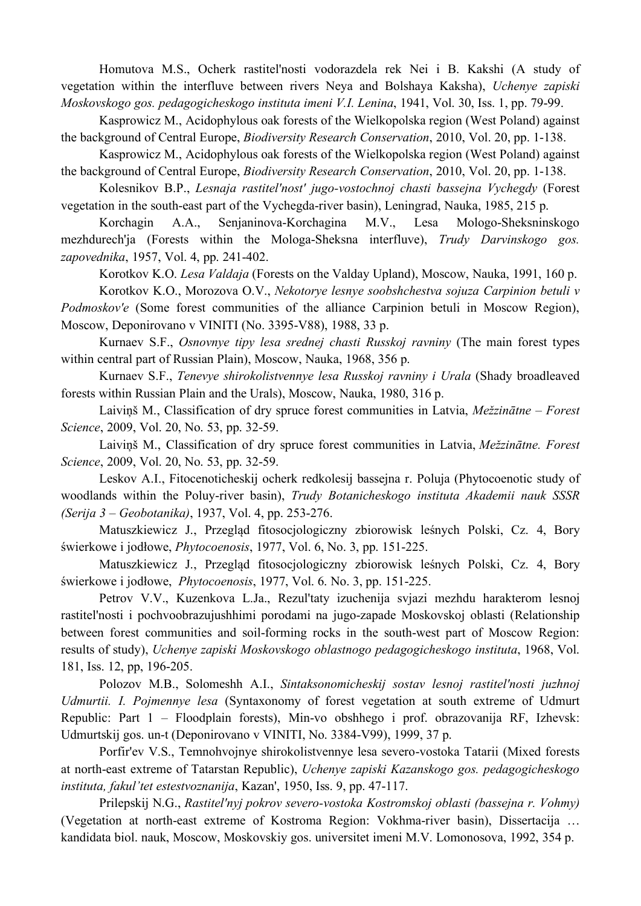Homutova M.S., Ocherk rastitel'nosti vodorazdela rek Nei i B. Kakshi (A study of vegetation within the interfluve between rivers Neya and Bolshaya Kaksha), *Uchenye zapiski Moskovskogo gos. pedagogicheskogo instituta imeni V.I. Lenina*, 1941, Vol. 30, Iss. 1, pp. 79-99.

Kasprowicz M., Acidophylous oak forests of the Wielkopolska region (West Poland) against the background of Central Europe, *Biodiversity Research Conservation*, 2010, Vol. 20, pp. 1-138.

Kasprowicz M., Acidophylous oak forests of the Wielkopolska region (West Poland) against the background of Central Europe, *Biodiversity Research Conservation*, 2010, Vol. 20, pp. 1-138.

Kolesnikov B.P., *Lesnaja rastitel'nost' jugo-vostochnoj chasti bassejna Vychegdy* (Forest vegetation in the south-east part of the Vychegda-river basin), Leningrad, Nauka, 1985, 215 p.

Korchagin A.A., Senjaninova-Korchagina M.V., Lesa Mologo-Sheksninskogo mezhdurech'ja (Forests within the Mologa-Sheksna interfluve), *Trudy Darvinskogo gos. zapovednika*, 1957, Vol. 4, pp. 241-402.

Korotkov K.O. *Lesa Valdaja* (Forests on the Valday Upland), Moscow, Nauka, 1991, 160 p.

Korotkov K.O., Morozova O.V., *Nekotorye lesnye soobshchestva sojuza Carpinion betuli v Podmoskov'e* (Some forest communities of the alliance Carpinion betuli in Moscow Region), Moscow, Deponirovano v VINITI (No. 3395-V88), 1988, 33 p.

Kurnaev S.F., *Osnovnye tipy lesa srednej chasti Russkoj ravniny* (The main forest types within central part of Russian Plain), Moscow, Nauka, 1968, 356 p.

Kurnaev S.F., *Tenevye shirokolistvennye lesa Russkoj ravniny i Urala* (Shady broadleaved forests within Russian Plain and the Urals), Moscow, Nauka, 1980, 316 p.

Laiviņš M., Classification of dry spruce forest communities in Latvia, *Mežzinātne – Forest Science*, 2009, Vol. 20, No. 53, pp. 32-59.

Laiviņš M., Classification of dry spruce forest communities in Latvia, *Mežzinātne. Forest Science*, 2009, Vol. 20, No. 53, pp. 32-59.

Leskov A.I., Fitocenoticheskij ocherk redkolesij bassejna r. Poluja (Phytocoenotic study of woodlands within the Poluy-river basin), *Trudy Botanicheskogo instituta Akademii nauk SSSR (Serija 3 – Geobotanika)*, 1937, Vol. 4, pp. 253-276.

Matuszkiewicz J., Przegląd fitosocjologiczny zbiorowisk leśnych Polski, Cz. 4, Bory świerkowe i jodłowe, *Phytocoenosis*, 1977, Vol. 6, No. 3, pp. 151-225.

Matuszkiewicz J., Przegląd fitosocjologiczny zbiorowisk leśnych Polski, Cz. 4, Bory świerkowe i jodłowe, *Phytocoenosis*, 1977, Vol. 6. No. 3, pp. 151-225.

Petrov V.V., Kuzenkova L.Ja., Rezul'taty izuchenija svjazi mezhdu harakterom lesnoj rastitel'nosti i pochvoobrazujushhimi porodami na jugo-zapade Moskovskoj oblasti (Relationship between forest communities and soil-forming rocks in the south-west part of Moscow Region: results of study), *Uchenye zapiski Moskovskogo oblastnogo pedagogicheskogo instituta*, 1968, Vol. 181, Iss. 12, pp, 196-205.

Polozov M.B., Solomeshh A.I., *Sintaksonomicheskij sostav lesnoj rastitel'nosti juzhnoj Udmurtii. I. Pojmennye lesa* (Syntaxonomy of forest vegetation at south extreme of Udmurt Republic: Part 1 – Floodplain forests), Min-vo obshhego i prof. obrazovanija RF, Izhevsk: Udmurtskij gos. un-t (Deponirovano v VINITI, No. 3384-V99), 1999, 37 p.

Porfir'ev V.S., Temnohvojnye shirokolistvennye lesa severo-vostoka Tatarii (Mixed forests at north-east extreme of Tatarstan Republic), *Uchenye zapiski Kazanskogo gos. pedagogicheskogo instituta, fakul'tet estestvoznanija*, Kazan', 1950, Iss. 9, pp. 47-117.

Prilepskij N.G., *Rastitel'nyj pokrov severo-vostoka Kostromskoj oblasti (bassejna r. Vohmy)* (Vegetation at north-east extreme of Kostroma Region: Vokhma-river basin), Dissertacija … kandidata biol. nauk, Moscow, Moskovskiy gos. universitet imeni M.V. Lomonosova, 1992, 354 p.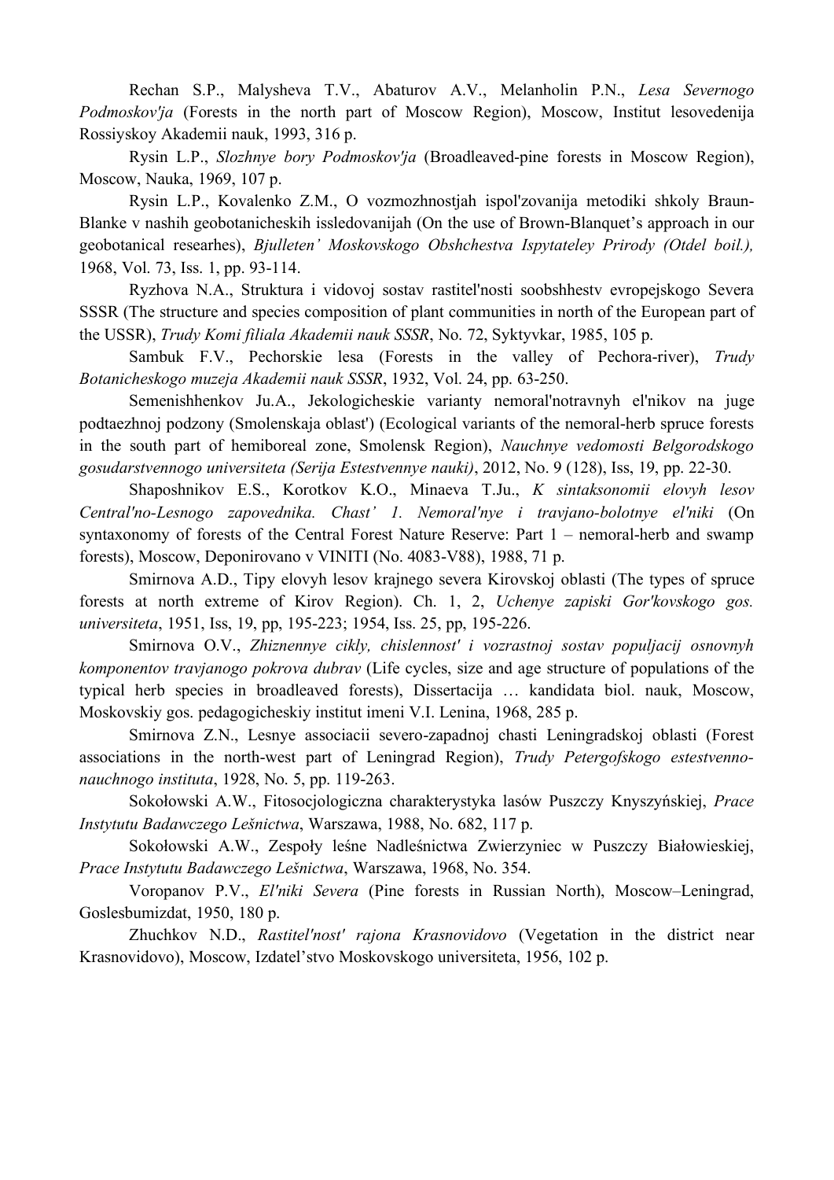Rechan S.P., Malysheva T.V., Abaturov A.V., Melanholin P.N., *Lesa Severnogo Podmoskov'ja* (Forests in the north part of Moscow Region), Moscow, Institut lesovedenija Rossiyskoy Akademii nauk, 1993, 316 p.

Rysin L.P., *Slozhnye bory Podmoskov'ja* (Broadleaved-pine forests in Moscow Region), Moscow, Nauka, 1969, 107 p.

Rysin L.P., Kovalenko Z.M., O vozmozhnostjah ispol'zovanija metodiki shkoly Braun-Blanke v nashih geobotanicheskih issledovanijah (On the use of Brown-Blanquet's approach in our geobotanical researhes), *Bjulleten' Moskovskogo Obshchestva Ispytateley Prirody (Otdel boil.),* 1968, Vol. 73, Iss. 1, pp. 93-114.

Ryzhova N.A., Struktura i vidovoj sostav rastitel'nosti soobshhestv evropejskogo Severa SSSR (The structure and species composition of plant communities in north of the European part of the USSR), *Trudy Komi filiala Akademii nauk SSSR*, No. 72, Syktyvkar, 1985, 105 p.

Sambuk F.V., Pechorskie lesa (Forests in the valley of Pechora-river), *Trudy Botanicheskogo muzeja Akademii nauk SSSR*, 1932, Vol. 24, pp. 63-250.

Semenishhenkov Ju.A., Jekologicheskie varianty nemoral'notravnyh el'nikov na juge podtaezhnoj podzony (Smolenskaja oblast') (Ecological variants of the nemoral-herb spruce forests in the south part of hemiboreal zone, Smolensk Region), *Nauchnye vedomosti Belgorodskogo gosudarstvennogo universiteta (Serija Estestvennye nauki)*, 2012, No. 9 (128), Iss, 19, pp. 22-30.

Shaposhnikov E.S., Korotkov K.O., Minaeva T.Ju., *K sintaksonomii elovyh lesov Central'no-Lesnogo zapovednika. Chast' 1. Nemoral'nye i travjano-bolotnye el'niki* (On syntaxonomy of forests of the Central Forest Nature Reserve: Part 1 – nemoral-herb and swamp forests), Moscow, Deponirovano v VINITI (No. 4083-V88), 1988, 71 p.

Smirnova A.D., Tipy elovyh lesov krajnego severa Kirovskoj oblasti (The types of spruce forests at north extreme of Kirov Region). Ch. 1, 2, *Uchenye zapiski Gor'kovskogo gos. universiteta*, 1951, Iss, 19, pp, 195-223; 1954, Iss. 25, pp, 195-226.

Smirnova O.V., *Zhiznennye cikly, chislennost' i vozrastnoj sostav populjacij osnovnyh komponentov travjanogo pokrova dubrav* (Life cycles, size and age structure of populations of the typical herb species in broadleaved forests), Dissertacija … kandidata biol. nauk, Moscow, Moskovskiy gos. pedagogicheskiy institut imeni V.I. Lenina, 1968, 285 p.

Smirnova Z.N., Lesnye associacii severo-zapadnoj chasti Leningradskoj oblasti (Forest associations in the north-west part of Leningrad Region), *Trudy Petergofskogo estestvenno-nauchnogo instituta*, 1928, No. 5, pp. 119-263.

Sokołowski A.W., Fitosocjologiczna charakterystyka lasów Puszczy Knyszyńskiej, *Prace Instytutu Badawczego Lešnictwa*, Warszawa, 1988, No. 682, 117 p.

Sokołowski A.W., Zespoły leśne Nadleśnictwa Zwierzyniec w Puszczy Białowieskiej, *Prace Instytutu Badawczego Lešnictwa*, Warszawa, 1968, No. 354.

Voropanov P.V., *El'niki Severa* (Pine forests in Russian North), Moscow–Leningrad, Goslesbumizdat, 1950, 180 p.

Zhuchkov N.D., *Rastitel'nost' rajona Krasnovidovo* (Vegetation in the district near Krasnovidovo), Moscow, Izdatel'stvo Moskovskogo universiteta, 1956, 102 p.